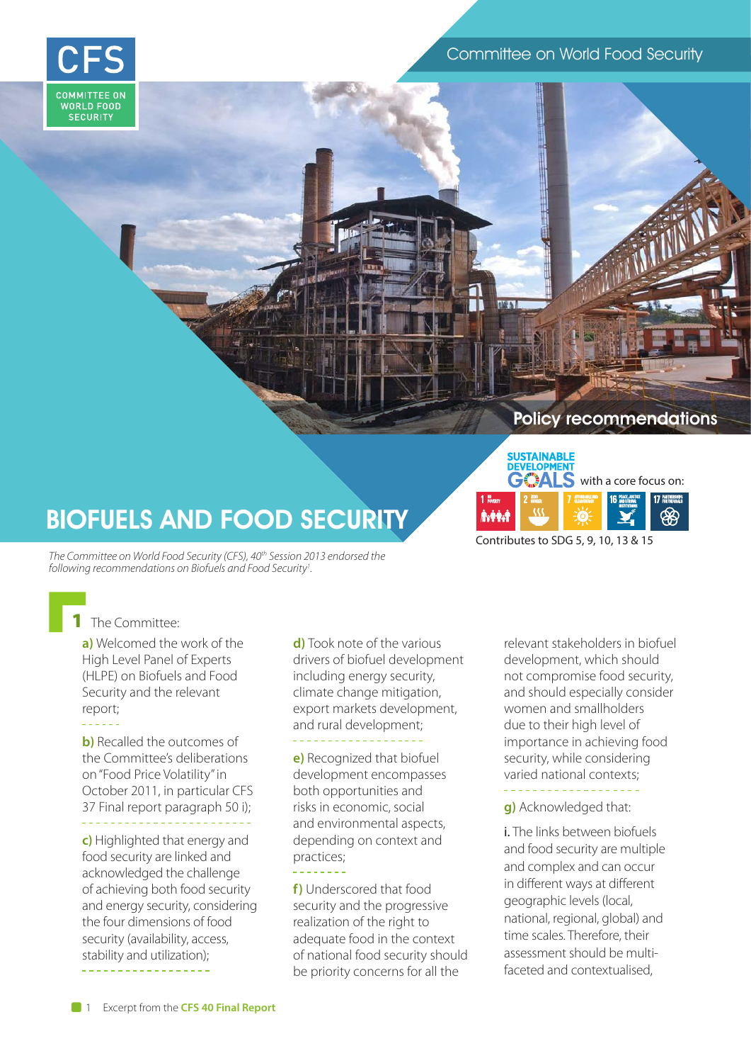CFS

COMMITTEE ON WORLD FOOD SECURITY

Committee on World Food Security

Policy recommendations

# BIOFUELS AND FOOD SECURITY

SUSTAINABLE DEVELOPMENT GOALS with a core focus on:

Contributes to SDG 5, 9, 10, 13 & 15

*The Committee on World Food Security (CFS), 40th Session 2013 endorsed the following recommendations on Biofuels and Food Security*[1].

## 1 The Committee:

**a)** Welcomed the work of the High Level Panel of Experts (HLPE) on Biofuels and Food Security and the relevant report;

**b)** Recalled the outcomes of the Committee's deliberations on "Food Price Volatility" in October 2011, in particular CFS 37 Final report paragraph 50 i);

**c)** Highlighted that energy and food security are linked and acknowledged the challenge of achieving both food security and energy security, considering the four dimensions of food security (availability, access, stability and utilization);

**d)** Took note of the various drivers of biofuel development including energy security, climate change mitigation, export markets development, and rural development;

**e)** Recognized that biofuel development encompasses both opportunities and risks in economic, social and environmental aspects, depending on context and practices;

**f)** Underscored that food security and the progressive realization of the right to adequate food in the context of national food security should be priority concerns for all the relevant stakeholders in biofuel development, which should not compromise food security, and should especially consider women and smallholders due to their high level of importance in achieving food security, while considering varied national contexts;

**g)** Acknowledged that:

i. The links between biofuels and food security are multiple and complex and can occur in different ways at different geographic levels (local, national, regional, global) and time scales. Therefore, their assessment should be multi-faceted and contextualised,

1 Excerpt from the **CFS 40 Final Report**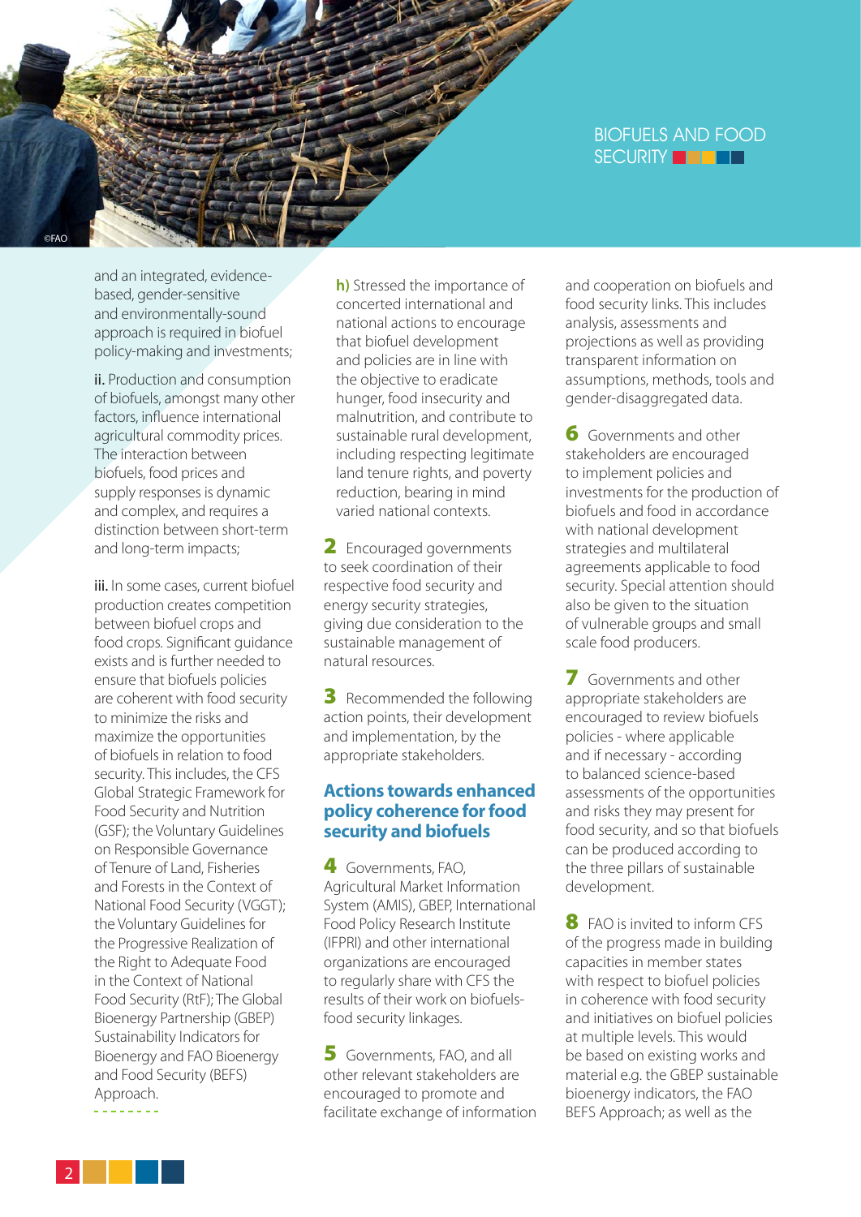and an integrated, evidence-based, gender-sensitive and environmentally-sound approach is required in biofuel policy-making and investments;

**ii.** Production and consumption of biofuels, amongst many other factors, influence international agricultural commodity prices. The interaction between biofuels, food prices and supply responses is dynamic and complex, and requires a distinction between short-term and long-term impacts;

**iii.** In some cases, current biofuel production creates competition between biofuel crops and food crops. Significant guidance exists and is further needed to ensure that biofuels policies are coherent with food security to minimize the risks and maximize the opportunities of biofuels in relation to food security. This includes, the CFS Global Strategic Framework for Food Security and Nutrition (GSF); the Voluntary Guidelines on Responsible Governance of Tenure of Land, Fisheries and Forests in the Context of National Food Security (VGGT); the Voluntary Guidelines for the Progressive Realization of the Right to Adequate Food in the Context of National Food Security (RtF); The Global Bioenergy Partnership (GBEP) Sustainability Indicators for Bioenergy and FAO Bioenergy and Food Security (BEFS) Approach.

**h)** Stressed the importance of concerted international and national actions to encourage that biofuel development and policies are in line with the objective to eradicate hunger, food insecurity and malnutrition, and contribute to sustainable rural development, including respecting legitimate land tenure rights, and poverty reduction, bearing in mind varied national contexts.

**2** Encouraged governments to seek coordination of their respective food security and energy security strategies, giving due consideration to the sustainable management of natural resources.

**3** Recommended the following action points, their development and implementation, by the appropriate stakeholders.

## Actions towards enhanced policy coherence for food security and biofuels

**4** Governments, FAO, Agricultural Market Information System (AMIS), GBEP, International Food Policy Research Institute (IFPRI) and other international organizations are encouraged to regularly share with CFS the results of their work on biofuels-food security linkages.

**5** Governments, FAO, and all other relevant stakeholders are encouraged to promote and facilitate exchange of information and cooperation on biofuels and food security links. This includes analysis, assessments and projections as well as providing transparent information on assumptions, methods, tools and gender-disaggregated data.

**6** Governments and other stakeholders are encouraged to implement policies and investments for the production of biofuels and food in accordance with national development strategies and multilateral agreements applicable to food security. Special attention should also be given to the situation of vulnerable groups and small scale food producers.

**7** Governments and other appropriate stakeholders are encouraged to review biofuels policies - where applicable and if necessary - according to balanced science-based assessments of the opportunities and risks they may present for food security, and so that biofuels can be produced according to the three pillars of sustainable development.

**8** FAO is invited to inform CFS of the progress made in building capacities in member states with respect to biofuel policies in coherence with food security and initiatives on biofuel policies at multiple levels. This would be based on existing works and material e.g. the GBEP sustainable bioenergy indicators, the FAO BEFS Approach; as well as the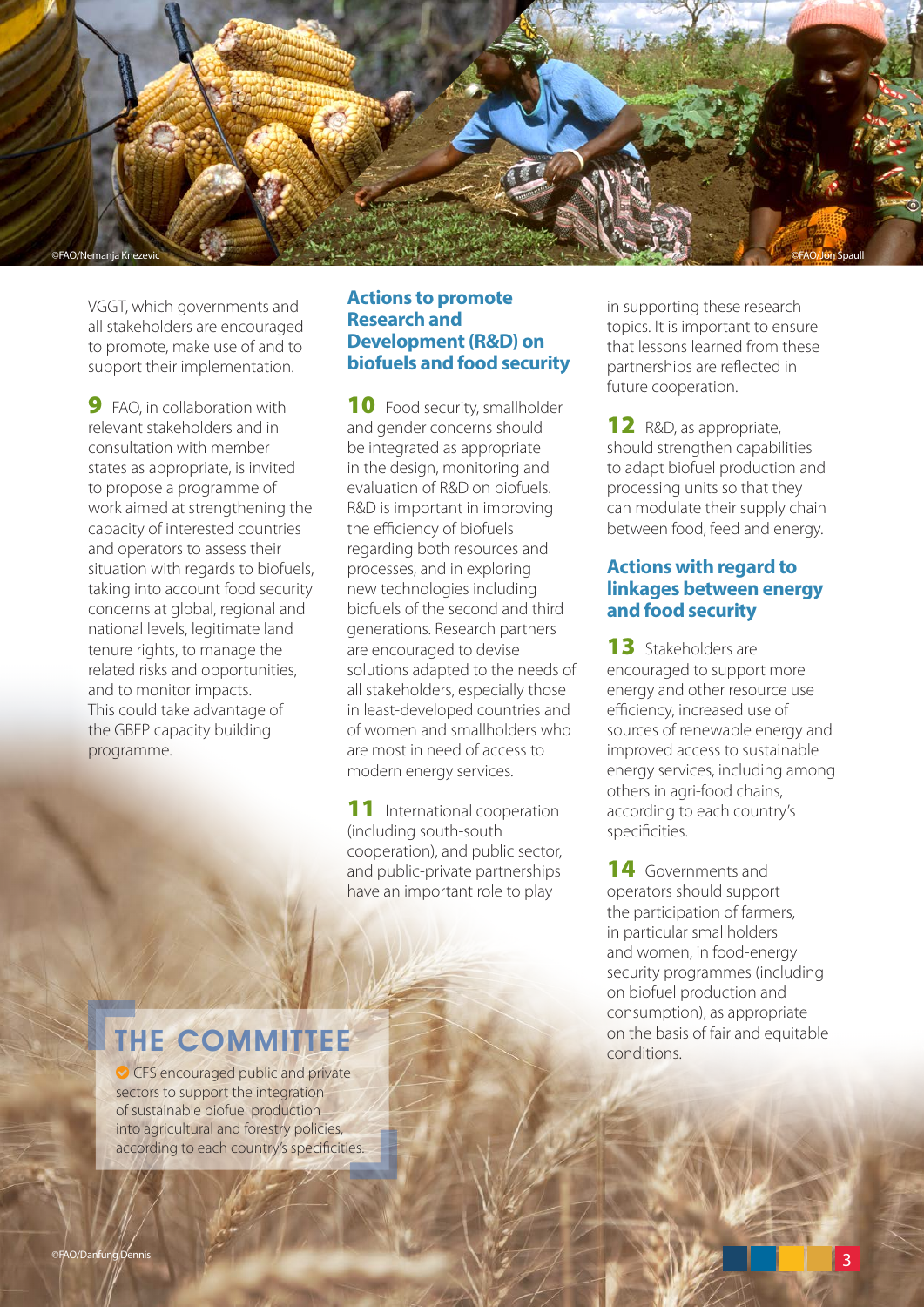VGGT, which governments and all stakeholders are encouraged to promote, make use of and to support their implementation.

**9** FAO, in collaboration with relevant stakeholders and in consultation with member states as appropriate, is invited to propose a programme of work aimed at strengthening the capacity of interested countries and operators to assess their situation with regards to biofuels, taking into account food security concerns at global, regional and national levels, legitimate land tenure rights, to manage the related risks and opportunities, and to monitor impacts. This could take advantage of the GBEP capacity building programme.

### Actions to promote Research and Development (R&D) on biofuels and food security

**10** Food security, smallholder and gender concerns should be integrated as appropriate in the design, monitoring and evaluation of R&D on biofuels. R&D is important in improving the efficiency of biofuels regarding both resources and processes, and in exploring new technologies including biofuels of the second and third generations. Research partners are encouraged to devise solutions adapted to the needs of all stakeholders, especially those in least-developed countries and of women and smallholders who are most in need of access to modern energy services.

**11** International cooperation (including south-south cooperation), and public sector, and public-private partnerships have an important role to play in supporting these research topics. It is important to ensure that lessons learned from these partnerships are reflected in future cooperation.

**12** R&D, as appropriate, should strengthen capabilities to adapt biofuel production and processing units so that they can modulate their supply chain between food, feed and energy.

### Actions with regard to linkages between energy and food security

**13** Stakeholders are encouraged to support more energy and other resource use efficiency, increased use of sources of renewable energy and improved access to sustainable energy services, including among others in agri-food chains, according to each country's specificities.

**14** Governments and operators should support the participation of farmers, in particular smallholders and women, in food-energy security programmes (including on biofuel production and consumption), as appropriate on the basis of fair and equitable conditions.

## THE COMMITTEE

- CFS encouraged public and private sectors to support the integration of sustainable biofuel production into agricultural and forestry policies, according to each country's specificities.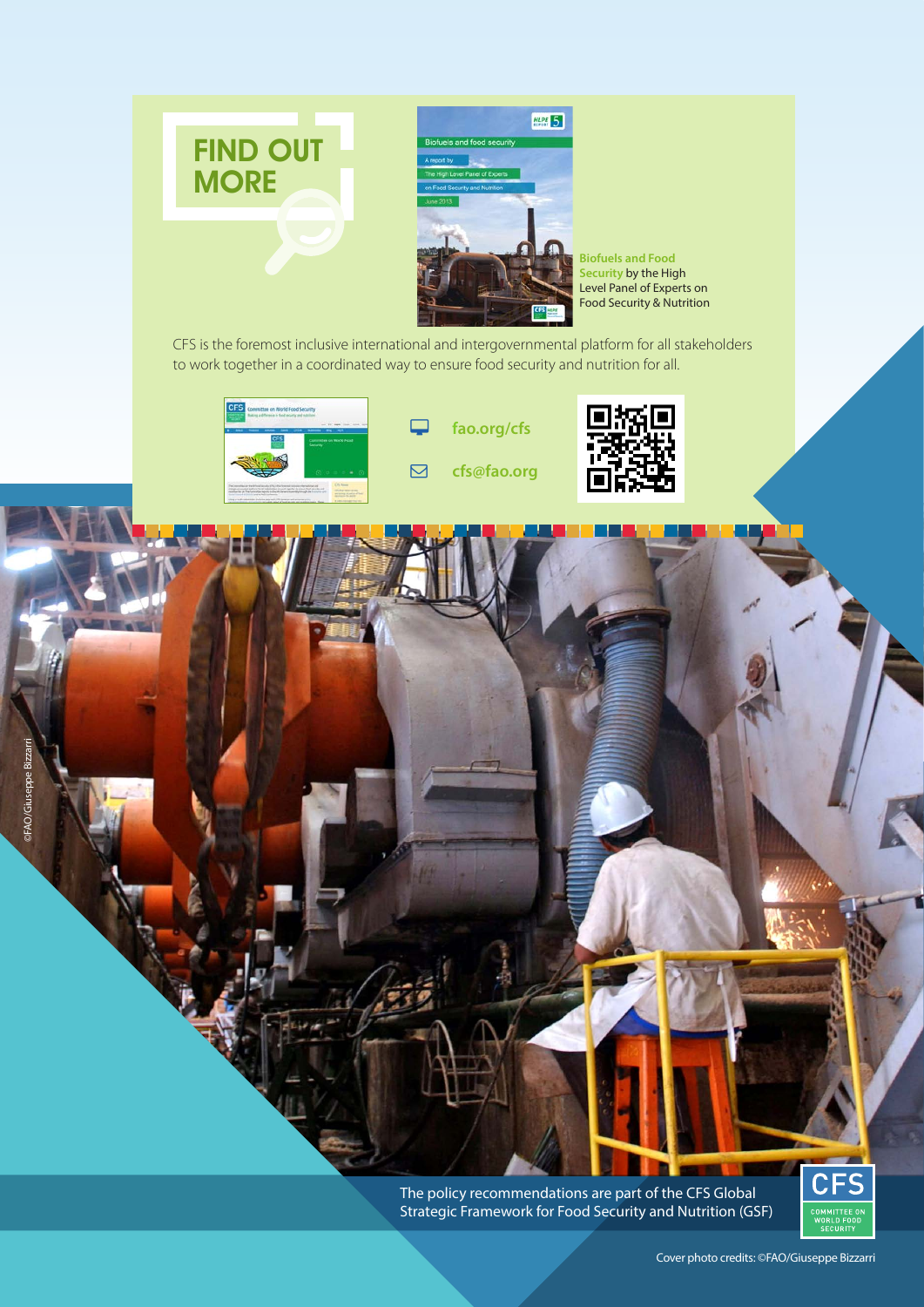# FIND OUT MORE

**Biofuels and Food Security** by the High Level Panel of Experts on Food Security & Nutrition

CFS is the foremost inclusive international and intergovernmental platform for all stakeholders to work together in a coordinated way to ensure food security and nutrition for all.

fao.org/cfs

cfs@fao.org

©FAO/Giuseppe Bizzarri

The policy recommendations are part of the CFS Global Strategic Framework for Food Security and Nutrition (GSF)

CFS
COMMITTEE ON WORLD FOOD SECURITY

Cover photo credits: ©FAO/Giuseppe Bizzarri